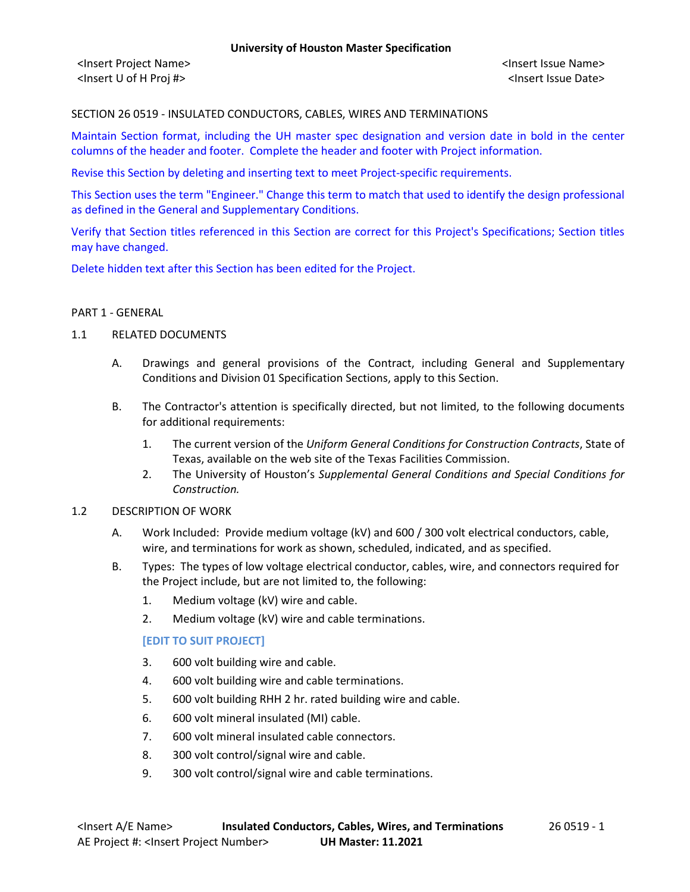SECTION 26 0519 - INSULATED CONDUCTORS, CABLES, WIRES AND TERMINATIONS

Maintain Section format, including the UH master spec designation and version date in bold in the center columns of the header and footer. Complete the header and footer with Project information.

Revise this Section by deleting and inserting text to meet Project-specific requirements.

This Section uses the term "Engineer." Change this term to match that used to identify the design professional as defined in the General and Supplementary Conditions.

Verify that Section titles referenced in this Section are correct for this Project's Specifications; Section titles may have changed.

Delete hidden text after this Section has been edited for the Project.

## PART 1 - GENERAL

### 1.1 RELATED DOCUMENTS

A. Drawings and general provisions of the Contract, including General and Supplementary Conditions and Division 01 Specification Sections, apply to this Section.

B. The Contractor's attention is specifically directed, but not limited, to the following documents for additional requirements:

1. The current version of the *Uniform General Conditions for Construction Contracts*, State of Texas, available on the web site of the Texas Facilities Commission.
2. The University of Houston's *Supplemental General Conditions and Special Conditions for Construction.*

### 1.2 DESCRIPTION OF WORK

A. Work Included: Provide medium voltage (kV) and 600 / 300 volt electrical conductors, cable, wire, and terminations for work as shown, scheduled, indicated, and as specified.

B. Types: The types of low voltage electrical conductor, cables, wire, and connectors required for the Project include, but are not limited to, the following:

1. Medium voltage (kV) wire and cable.
2. Medium voltage (kV) wire and cable terminations.

**[EDIT TO SUIT PROJECT]**

3. 600 volt building wire and cable.
4. 600 volt building wire and cable terminations.
5. 600 volt building RHH 2 hr. rated building wire and cable.
6. 600 volt mineral insulated (MI) cable.
7. 600 volt mineral insulated cable connectors.
8. 300 volt control/signal wire and cable.
9. 300 volt control/signal wire and cable terminations.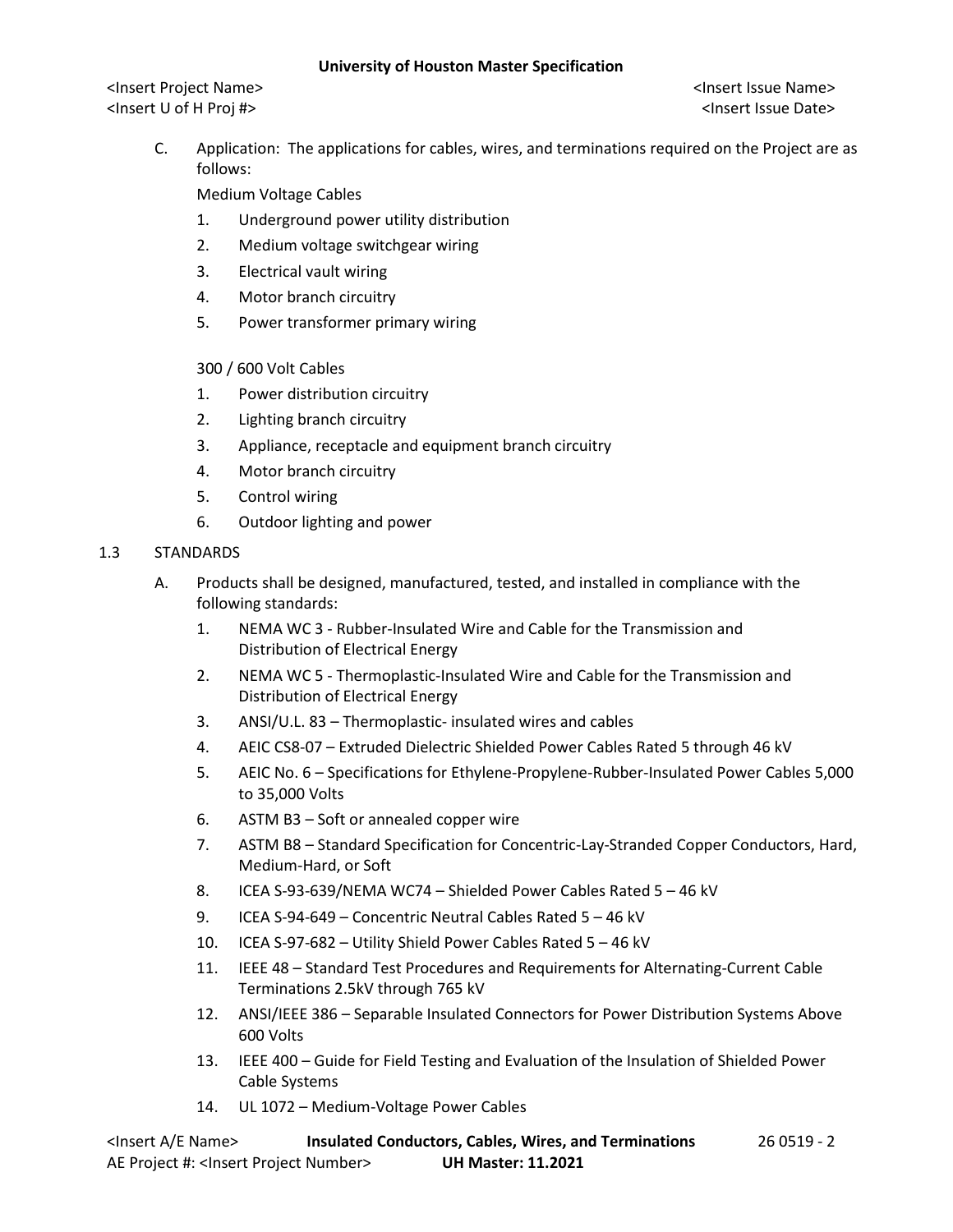C. Application: The applications for cables, wires, and terminations required on the Project are as follows:

Medium Voltage Cables

1. Underground power utility distribution
2. Medium voltage switchgear wiring
3. Electrical vault wiring
4. Motor branch circuitry
5. Power transformer primary wiring

300 / 600 Volt Cables

1. Power distribution circuitry
2. Lighting branch circuitry
3. Appliance, receptacle and equipment branch circuitry
4. Motor branch circuitry
5. Control wiring
6. Outdoor lighting and power

## 1.3 STANDARDS

A. Products shall be designed, manufactured, tested, and installed in compliance with the following standards:

1. NEMA WC 3 - Rubber-Insulated Wire and Cable for the Transmission and Distribution of Electrical Energy
2. NEMA WC 5 - Thermoplastic-Insulated Wire and Cable for the Transmission and Distribution of Electrical Energy
3. ANSI/U.L. 83 – Thermoplastic- insulated wires and cables
4. AEIC CS8-07 – Extruded Dielectric Shielded Power Cables Rated 5 through 46 kV
5. AEIC No. 6 – Specifications for Ethylene-Propylene-Rubber-Insulated Power Cables 5,000 to 35,000 Volts
6. ASTM B3 – Soft or annealed copper wire
7. ASTM B8 – Standard Specification for Concentric-Lay-Stranded Copper Conductors, Hard, Medium-Hard, or Soft
8. ICEA S-93-639/NEMA WC74 – Shielded Power Cables Rated 5 – 46 kV
9. ICEA S-94-649 – Concentric Neutral Cables Rated 5 – 46 kV
10. ICEA S-97-682 – Utility Shield Power Cables Rated 5 – 46 kV
11. IEEE 48 – Standard Test Procedures and Requirements for Alternating-Current Cable Terminations 2.5kV through 765 kV
12. ANSI/IEEE 386 – Separable Insulated Connectors for Power Distribution Systems Above 600 Volts
13. IEEE 400 – Guide for Field Testing and Evaluation of the Insulation of Shielded Power Cable Systems
14. UL 1072 – Medium-Voltage Power Cables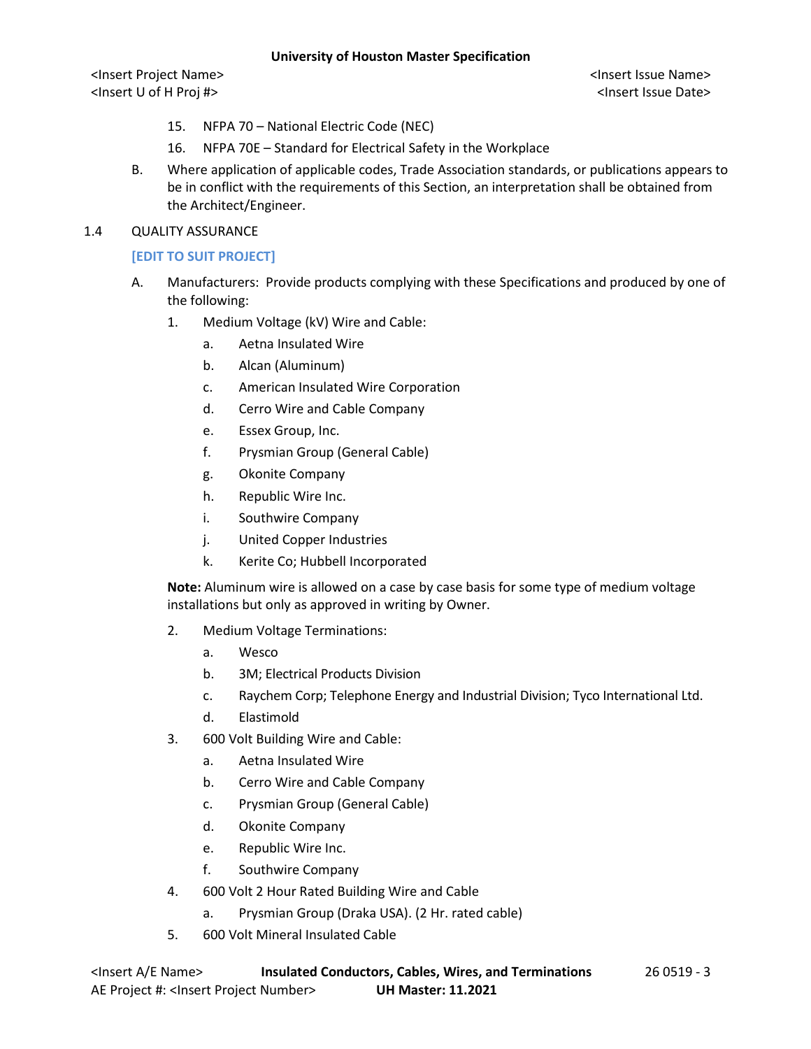15. NFPA 70 – National Electric Code (NEC)
16. NFPA 70E – Standard for Electrical Safety in the Workplace

B. Where application of applicable codes, Trade Association standards, or publications appears to be in conflict with the requirements of this Section, an interpretation shall be obtained from the Architect/Engineer.

1.4 QUALITY ASSURANCE

[EDIT TO SUIT PROJECT]

A. Manufacturers: Provide products complying with these Specifications and produced by one of the following:

1. Medium Voltage (kV) Wire and Cable:
   a. Aetna Insulated Wire
   b. Alcan (Aluminum)
   c. American Insulated Wire Corporation
   d. Cerro Wire and Cable Company
   e. Essex Group, Inc.
   f. Prysmian Group (General Cable)
   g. Okonite Company
   h. Republic Wire Inc.
   i. Southwire Company
   j. United Copper Industries
   k. Kerite Co; Hubbell Incorporated

   **Note:** Aluminum wire is allowed on a case by case basis for some type of medium voltage installations but only as approved in writing by Owner.

2. Medium Voltage Terminations:
   a. Wesco
   b. 3M; Electrical Products Division
   c. Raychem Corp; Telephone Energy and Industrial Division; Tyco International Ltd.
   d. Elastimold

3. 600 Volt Building Wire and Cable:
   a. Aetna Insulated Wire
   b. Cerro Wire and Cable Company
   c. Prysmian Group (General Cable)
   d. Okonite Company
   e. Republic Wire Inc.
   f. Southwire Company

4. 600 Volt 2 Hour Rated Building Wire and Cable
   a. Prysmian Group (Draka USA). (2 Hr. rated cable)

5. 600 Volt Mineral Insulated Cable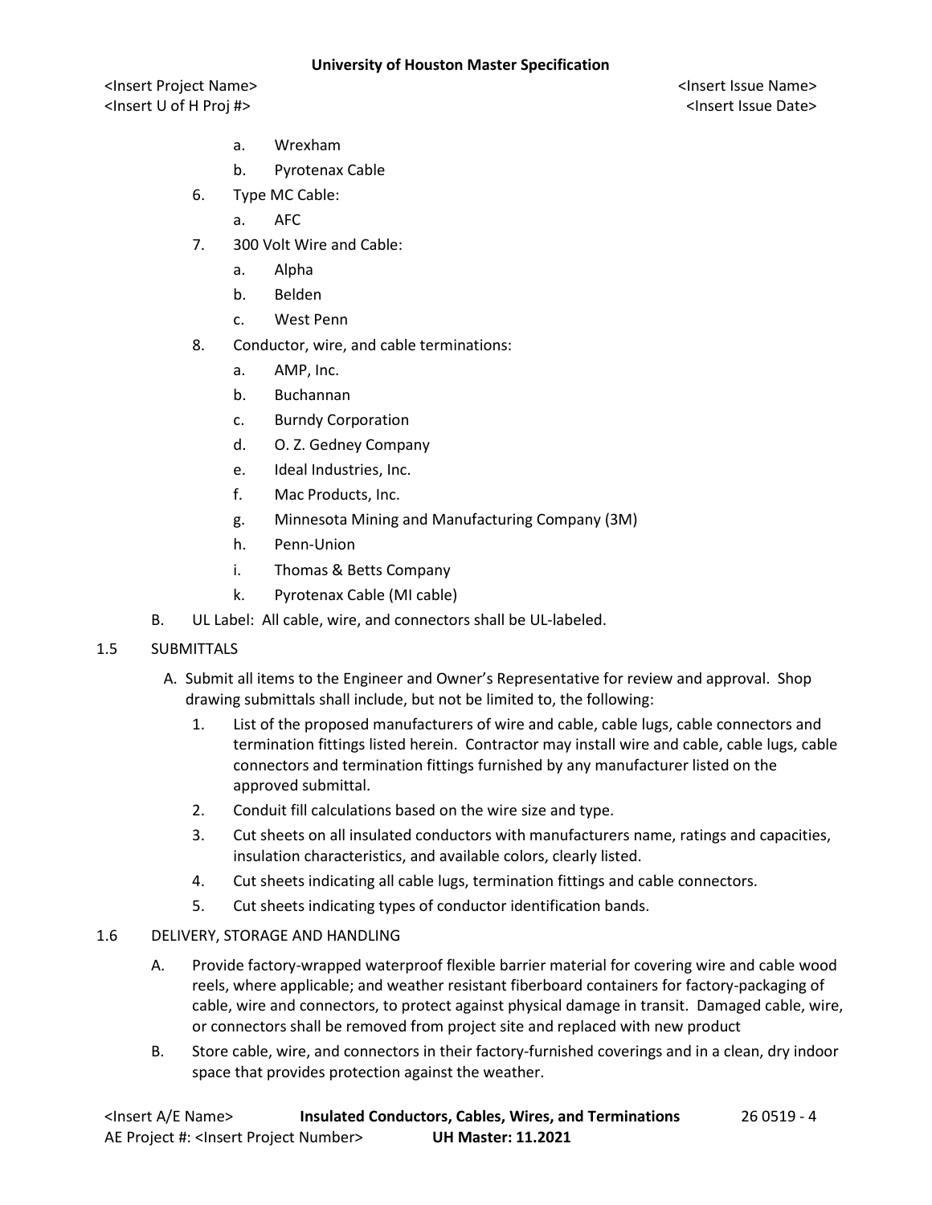a. Wrexham
b. Pyrotenax Cable

6. Type MC Cable:
    a. AFC
7. 300 Volt Wire and Cable:
    a. Alpha
    b. Belden
    c. West Penn
8. Conductor, wire, and cable terminations:
    a. AMP, Inc.
    b. Buchannan
    c. Burndy Corporation
    d. O. Z. Gedney Company
    e. Ideal Industries, Inc.
    f. Mac Products, Inc.
    g. Minnesota Mining and Manufacturing Company (3M)
    h. Penn-Union
    i. Thomas & Betts Company
    k. Pyrotenax Cable (MI cable)

B. UL Label: All cable, wire, and connectors shall be UL-labeled.

## 1.5 SUBMITTALS

A. Submit all items to the Engineer and Owner's Representative for review and approval. Shop drawing submittals shall include, but not be limited to, the following:

1. List of the proposed manufacturers of wire and cable, cable lugs, cable connectors and termination fittings listed herein. Contractor may install wire and cable, cable lugs, cable connectors and termination fittings furnished by any manufacturer listed on the approved submittal.
2. Conduit fill calculations based on the wire size and type.
3. Cut sheets on all insulated conductors with manufacturers name, ratings and capacities, insulation characteristics, and available colors, clearly listed.
4. Cut sheets indicating all cable lugs, termination fittings and cable connectors.
5. Cut sheets indicating types of conductor identification bands.

## 1.6 DELIVERY, STORAGE AND HANDLING

A. Provide factory-wrapped waterproof flexible barrier material for covering wire and cable wood reels, where applicable; and weather resistant fiberboard containers for factory-packaging of cable, wire and connectors, to protect against physical damage in transit. Damaged cable, wire, or connectors shall be removed from project site and replaced with new product

B. Store cable, wire, and connectors in their factory-furnished coverings and in a clean, dry indoor space that provides protection against the weather.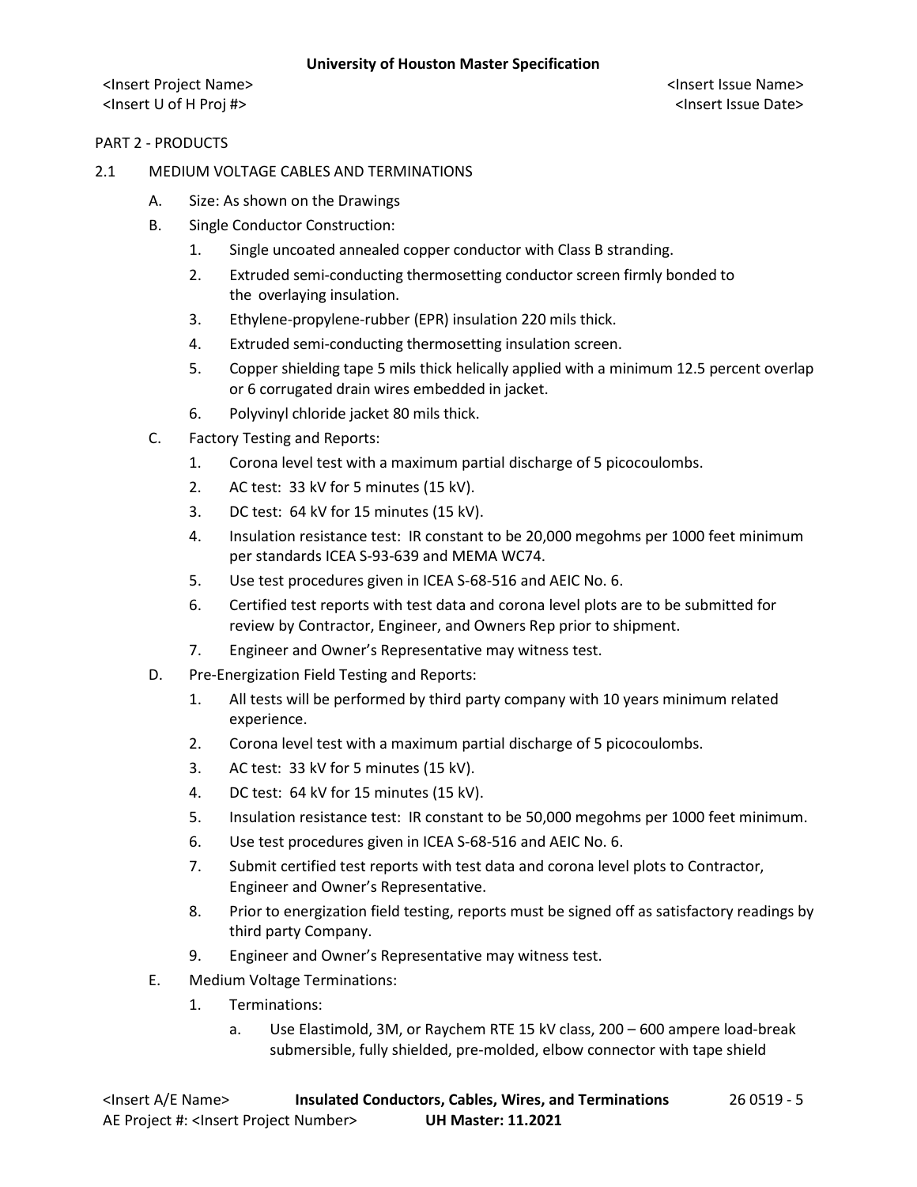PART 2 - PRODUCTS

2.1 MEDIUM VOLTAGE CABLES AND TERMINATIONS

A. Size: As shown on the Drawings

B. Single Conductor Construction:

1. Single uncoated annealed copper conductor with Class B stranding.
2. Extruded semi-conducting thermosetting conductor screen firmly bonded to the overlaying insulation.
3. Ethylene-propylene-rubber (EPR) insulation 220 mils thick.
4. Extruded semi-conducting thermosetting insulation screen.
5. Copper shielding tape 5 mils thick helically applied with a minimum 12.5 percent overlap or 6 corrugated drain wires embedded in jacket.
6. Polyvinyl chloride jacket 80 mils thick.

C. Factory Testing and Reports:

1. Corona level test with a maximum partial discharge of 5 picocoulombs.
2. AC test: 33 kV for 5 minutes (15 kV).
3. DC test: 64 kV for 15 minutes (15 kV).
4. Insulation resistance test: IR constant to be 20,000 megohms per 1000 feet minimum per standards ICEA S-93-639 and MEMA WC74.
5. Use test procedures given in ICEA S-68-516 and AEIC No. 6.
6. Certified test reports with test data and corona level plots are to be submitted for review by Contractor, Engineer, and Owners Rep prior to shipment.
7. Engineer and Owner's Representative may witness test.

D. Pre-Energization Field Testing and Reports:

1. All tests will be performed by third party company with 10 years minimum related experience.
2. Corona level test with a maximum partial discharge of 5 picocoulombs.
3. AC test: 33 kV for 5 minutes (15 kV).
4. DC test: 64 kV for 15 minutes (15 kV).
5. Insulation resistance test: IR constant to be 50,000 megohms per 1000 feet minimum.
6. Use test procedures given in ICEA S-68-516 and AEIC No. 6.
7. Submit certified test reports with test data and corona level plots to Contractor, Engineer and Owner's Representative.
8. Prior to energization field testing, reports must be signed off as satisfactory readings by third party Company.
9. Engineer and Owner's Representative may witness test.

E. Medium Voltage Terminations:

1. Terminations:

   a. Use Elastimold, 3M, or Raychem RTE 15 kV class, 200 – 600 ampere load-break submersible, fully shielded, pre-molded, elbow connector with tape shield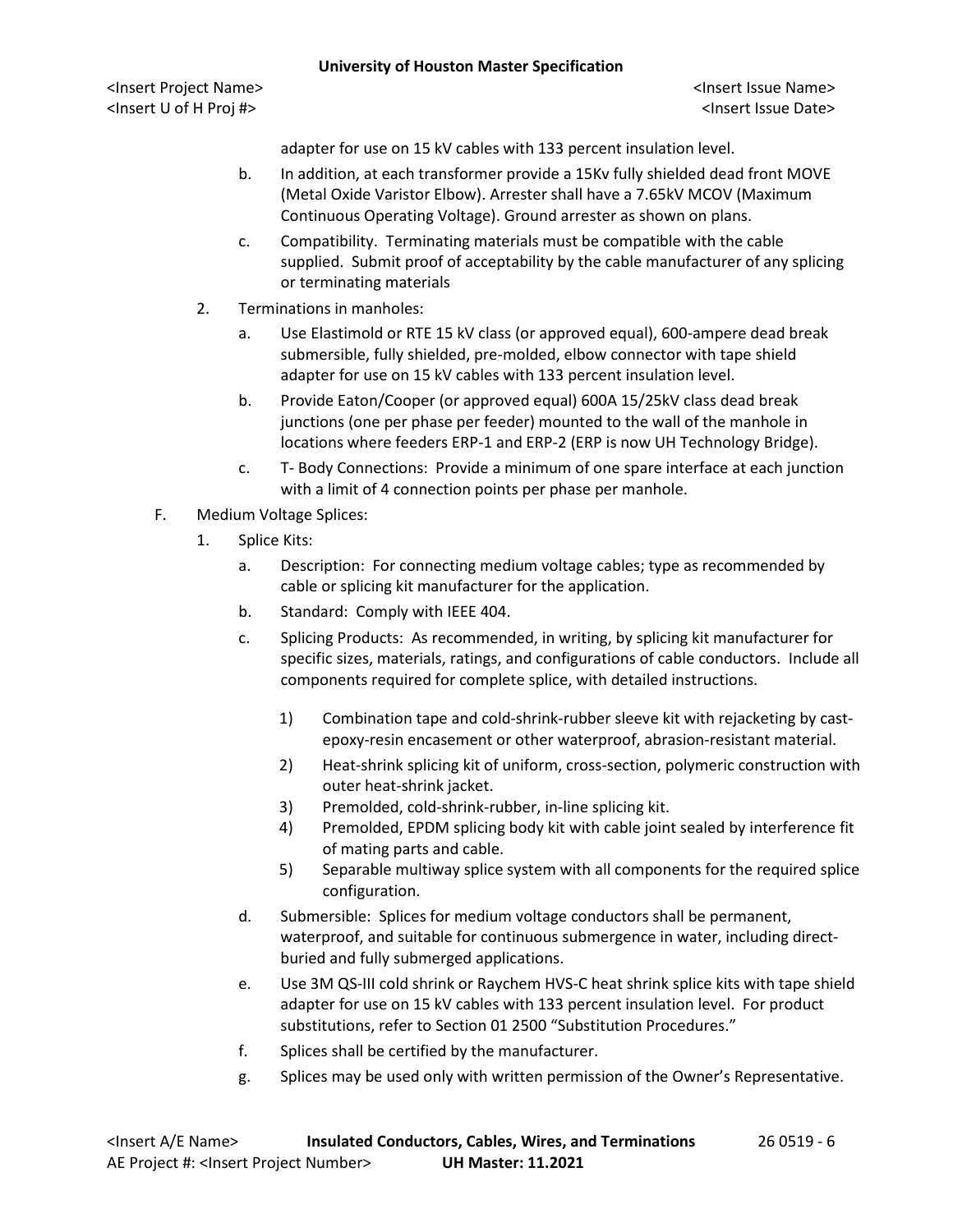adapter for use on 15 kV cables with 133 percent insulation level.

b. In addition, at each transformer provide a 15Kv fully shielded dead front MOVE (Metal Oxide Varistor Elbow). Arrester shall have a 7.65kV MCOV (Maximum Continuous Operating Voltage). Ground arrester as shown on plans.

c. Compatibility. Terminating materials must be compatible with the cable supplied. Submit proof of acceptability by the cable manufacturer of any splicing or terminating materials

2. Terminations in manholes:

   a. Use Elastimold or RTE 15 kV class (or approved equal), 600-ampere dead break submersible, fully shielded, pre-molded, elbow connector with tape shield adapter for use on 15 kV cables with 133 percent insulation level.

   b. Provide Eaton/Cooper (or approved equal) 600A 15/25kV class dead break junctions (one per phase per feeder) mounted to the wall of the manhole in locations where feeders ERP-1 and ERP-2 (ERP is now UH Technology Bridge).

   c. T- Body Connections: Provide a minimum of one spare interface at each junction with a limit of 4 connection points per phase per manhole.

F. Medium Voltage Splices:

1. Splice Kits:

   a. Description: For connecting medium voltage cables; type as recommended by cable or splicing kit manufacturer for the application.

   b. Standard: Comply with IEEE 404.

   c. Splicing Products: As recommended, in writing, by splicing kit manufacturer for specific sizes, materials, ratings, and configurations of cable conductors. Include all components required for complete splice, with detailed instructions.

      1) Combination tape and cold-shrink-rubber sleeve kit with rejacketing by cast-epoxy-resin encasement or other waterproof, abrasion-resistant material.
      2) Heat-shrink splicing kit of uniform, cross-section, polymeric construction with outer heat-shrink jacket.
      3) Premolded, cold-shrink-rubber, in-line splicing kit.
      4) Premolded, EPDM splicing body kit with cable joint sealed by interference fit of mating parts and cable.
      5) Separable multiway splice system with all components for the required splice configuration.

   d. Submersible: Splices for medium voltage conductors shall be permanent, waterproof, and suitable for continuous submergence in water, including direct-buried and fully submerged applications.

   e. Use 3M QS-III cold shrink or Raychem HVS-C heat shrink splice kits with tape shield adapter for use on 15 kV cables with 133 percent insulation level. For product substitutions, refer to Section 01 2500 "Substitution Procedures."

   f. Splices shall be certified by the manufacturer.

   g. Splices may be used only with written permission of the Owner's Representative.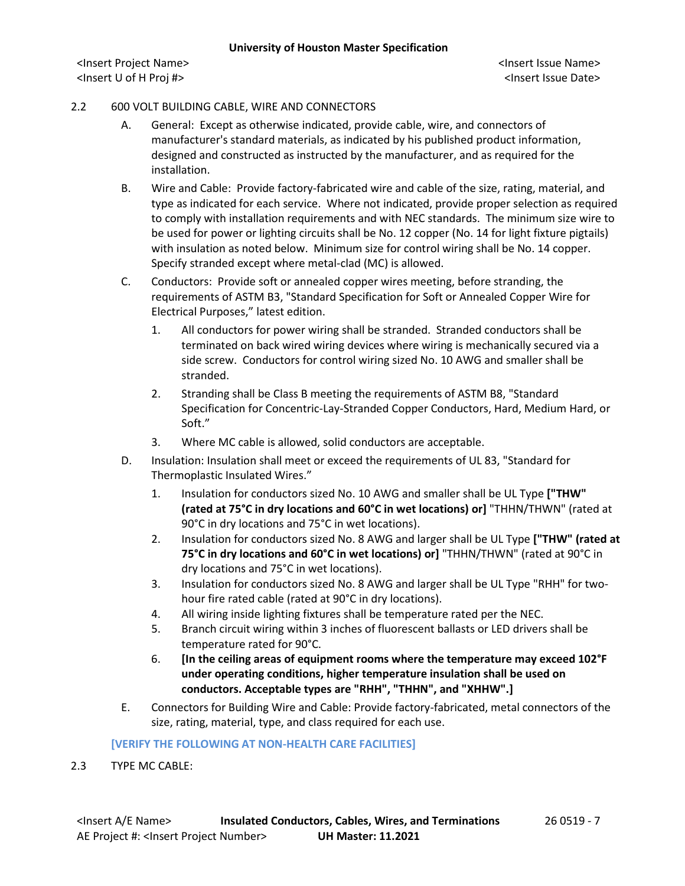2.2 600 VOLT BUILDING CABLE, WIRE AND CONNECTORS

A. General: Except as otherwise indicated, provide cable, wire, and connectors of manufacturer's standard materials, as indicated by his published product information, designed and constructed as instructed by the manufacturer, and as required for the installation.

B. Wire and Cable: Provide factory-fabricated wire and cable of the size, rating, material, and type as indicated for each service. Where not indicated, provide proper selection as required to comply with installation requirements and with NEC standards. The minimum size wire to be used for power or lighting circuits shall be No. 12 copper (No. 14 for light fixture pigtails) with insulation as noted below. Minimum size for control wiring shall be No. 14 copper. Specify stranded except where metal-clad (MC) is allowed.

C. Conductors: Provide soft or annealed copper wires meeting, before stranding, the requirements of ASTM B3, "Standard Specification for Soft or Annealed Copper Wire for Electrical Purposes," latest edition.

1. All conductors for power wiring shall be stranded. Stranded conductors shall be terminated on back wired wiring devices where wiring is mechanically secured via a side screw. Conductors for control wiring sized No. 10 AWG and smaller shall be stranded.
2. Stranding shall be Class B meeting the requirements of ASTM B8, "Standard Specification for Concentric-Lay-Stranded Copper Conductors, Hard, Medium Hard, or Soft."
3. Where MC cable is allowed, solid conductors are acceptable.

D. Insulation: Insulation shall meet or exceed the requirements of UL 83, "Standard for Thermoplastic Insulated Wires."

1. Insulation for conductors sized No. 10 AWG and smaller shall be UL Type **["THW" (rated at 75°C in dry locations and 60°C in wet locations) or]** "THHN/THWN" (rated at 90°C in dry locations and 75°C in wet locations).
2. Insulation for conductors sized No. 8 AWG and larger shall be UL Type **["THW" (rated at 75°C in dry locations and 60°C in wet locations) or]** "THHN/THWN" (rated at 90°C in dry locations and 75°C in wet locations).
3. Insulation for conductors sized No. 8 AWG and larger shall be UL Type "RHH" for two-hour fire rated cable (rated at 90°C in dry locations).
4. All wiring inside lighting fixtures shall be temperature rated per the NEC.
5. Branch circuit wiring within 3 inches of fluorescent ballasts or LED drivers shall be temperature rated for 90°C.
6. **[In the ceiling areas of equipment rooms where the temperature may exceed 102°F under operating conditions, higher temperature insulation shall be used on conductors. Acceptable types are "RHH", "THHN", and "XHHW".]**

E. Connectors for Building Wire and Cable: Provide factory-fabricated, metal connectors of the size, rating, material, type, and class required for each use.

[VERIFY THE FOLLOWING AT NON-HEALTH CARE FACILITIES]

2.3 TYPE MC CABLE: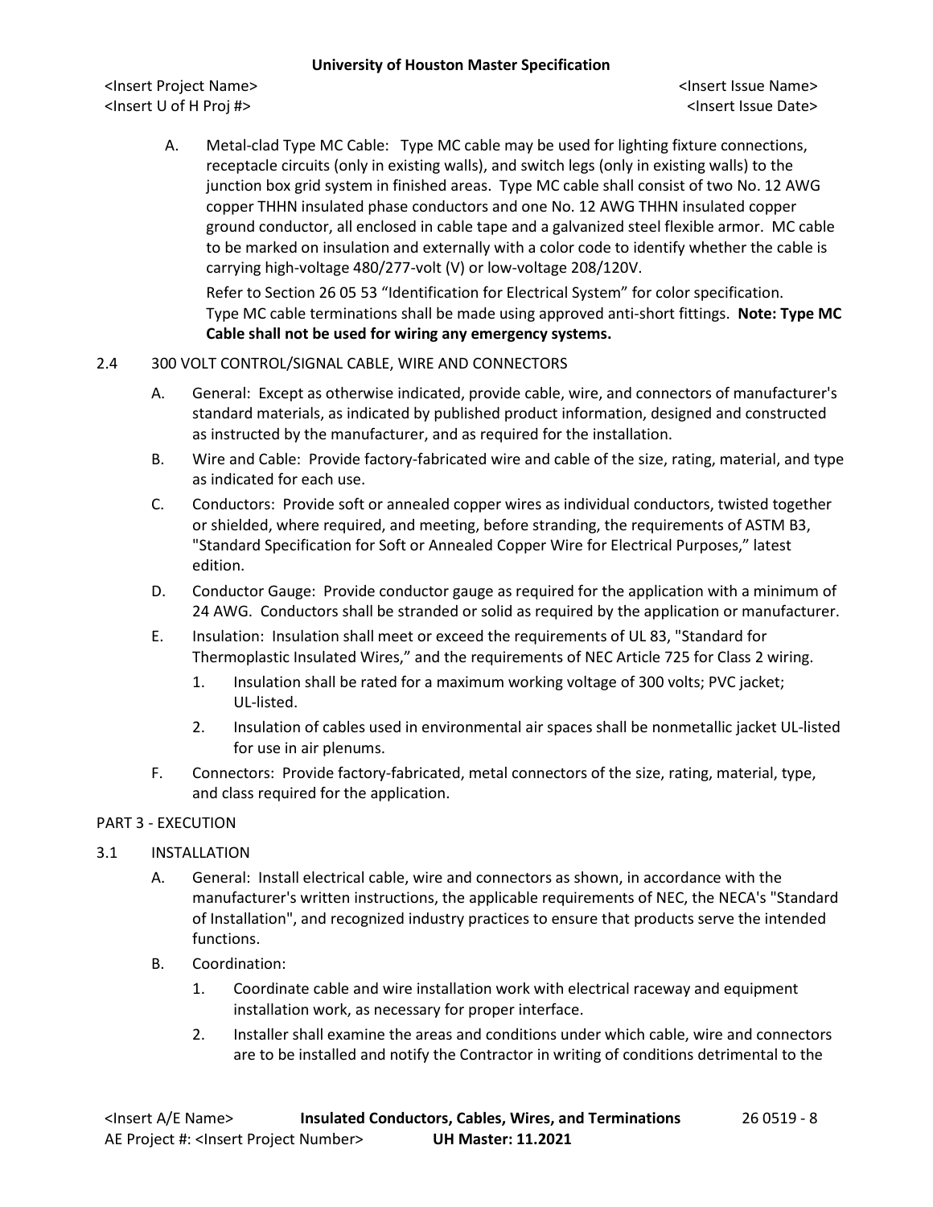A. Metal-clad Type MC Cable: Type MC cable may be used for lighting fixture connections, receptacle circuits (only in existing walls), and switch legs (only in existing walls) to the junction box grid system in finished areas. Type MC cable shall consist of two No. 12 AWG copper THHN insulated phase conductors and one No. 12 AWG THHN insulated copper ground conductor, all enclosed in cable tape and a galvanized steel flexible armor. MC cable to be marked on insulation and externally with a color code to identify whether the cable is carrying high-voltage 480/277-volt (V) or low-voltage 208/120V.

   Refer to Section 26 05 53 "Identification for Electrical System" for color specification. Type MC cable terminations shall be made using approved anti-short fittings. **Note: Type MC Cable shall not be used for wiring any emergency systems.**

## 2.4 300 VOLT CONTROL/SIGNAL CABLE, WIRE AND CONNECTORS

A. General: Except as otherwise indicated, provide cable, wire, and connectors of manufacturer's standard materials, as indicated by published product information, designed and constructed as instructed by the manufacturer, and as required for the installation.

B. Wire and Cable: Provide factory-fabricated wire and cable of the size, rating, material, and type as indicated for each use.

C. Conductors: Provide soft or annealed copper wires as individual conductors, twisted together or shielded, where required, and meeting, before stranding, the requirements of ASTM B3, "Standard Specification for Soft or Annealed Copper Wire for Electrical Purposes," latest edition.

D. Conductor Gauge: Provide conductor gauge as required for the application with a minimum of 24 AWG. Conductors shall be stranded or solid as required by the application or manufacturer.

E. Insulation: Insulation shall meet or exceed the requirements of UL 83, "Standard for Thermoplastic Insulated Wires," and the requirements of NEC Article 725 for Class 2 wiring.

   1. Insulation shall be rated for a maximum working voltage of 300 volts; PVC jacket; UL-listed.
   2. Insulation of cables used in environmental air spaces shall be nonmetallic jacket UL-listed for use in air plenums.

F. Connectors: Provide factory-fabricated, metal connectors of the size, rating, material, type, and class required for the application.

# PART 3 - EXECUTION

## 3.1 INSTALLATION

A. General: Install electrical cable, wire and connectors as shown, in accordance with the manufacturer's written instructions, the applicable requirements of NEC, the NECA's "Standard of Installation", and recognized industry practices to ensure that products serve the intended functions.

B. Coordination:

   1. Coordinate cable and wire installation work with electrical raceway and equipment installation work, as necessary for proper interface.
   2. Installer shall examine the areas and conditions under which cable, wire and connectors are to be installed and notify the Contractor in writing of conditions detrimental to the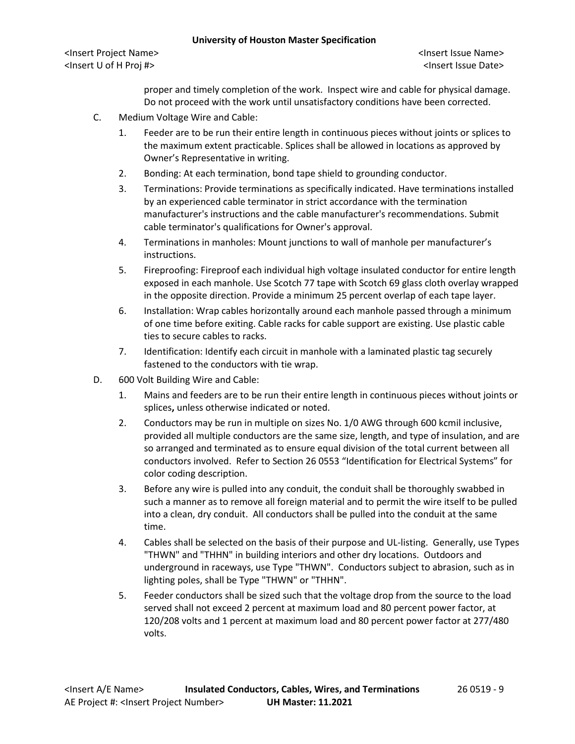proper and timely completion of the work. Inspect wire and cable for physical damage. Do not proceed with the work until unsatisfactory conditions have been corrected.

C. Medium Voltage Wire and Cable:

1. Feeder are to be run their entire length in continuous pieces without joints or splices to the maximum extent practicable. Splices shall be allowed in locations as approved by Owner's Representative in writing.
2. Bonding: At each termination, bond tape shield to grounding conductor.
3. Terminations: Provide terminations as specifically indicated. Have terminations installed by an experienced cable terminator in strict accordance with the termination manufacturer's instructions and the cable manufacturer's recommendations. Submit cable terminator's qualifications for Owner's approval.
4. Terminations in manholes: Mount junctions to wall of manhole per manufacturer's instructions.
5. Fireproofing: Fireproof each individual high voltage insulated conductor for entire length exposed in each manhole. Use Scotch 77 tape with Scotch 69 glass cloth overlay wrapped in the opposite direction. Provide a minimum 25 percent overlap of each tape layer.
6. Installation: Wrap cables horizontally around each manhole passed through a minimum of one time before exiting. Cable racks for cable support are existing. Use plastic cable ties to secure cables to racks.
7. Identification: Identify each circuit in manhole with a laminated plastic tag securely fastened to the conductors with tie wrap.

D. 600 Volt Building Wire and Cable:

1. Mains and feeders are to be run their entire length in continuous pieces without joints or splices**,** unless otherwise indicated or noted.
2. Conductors may be run in multiple on sizes No. 1/0 AWG through 600 kcmil inclusive, provided all multiple conductors are the same size, length, and type of insulation, and are so arranged and terminated as to ensure equal division of the total current between all conductors involved. Refer to Section 26 0553 "Identification for Electrical Systems" for color coding description.
3. Before any wire is pulled into any conduit, the conduit shall be thoroughly swabbed in such a manner as to remove all foreign material and to permit the wire itself to be pulled into a clean, dry conduit. All conductors shall be pulled into the conduit at the same time.
4. Cables shall be selected on the basis of their purpose and UL-listing. Generally, use Types "THWN" and "THHN" in building interiors and other dry locations. Outdoors and underground in raceways, use Type "THWN". Conductors subject to abrasion, such as in lighting poles, shall be Type "THWN" or "THHN".
5. Feeder conductors shall be sized such that the voltage drop from the source to the load served shall not exceed 2 percent at maximum load and 80 percent power factor, at 120/208 volts and 1 percent at maximum load and 80 percent power factor at 277/480 volts.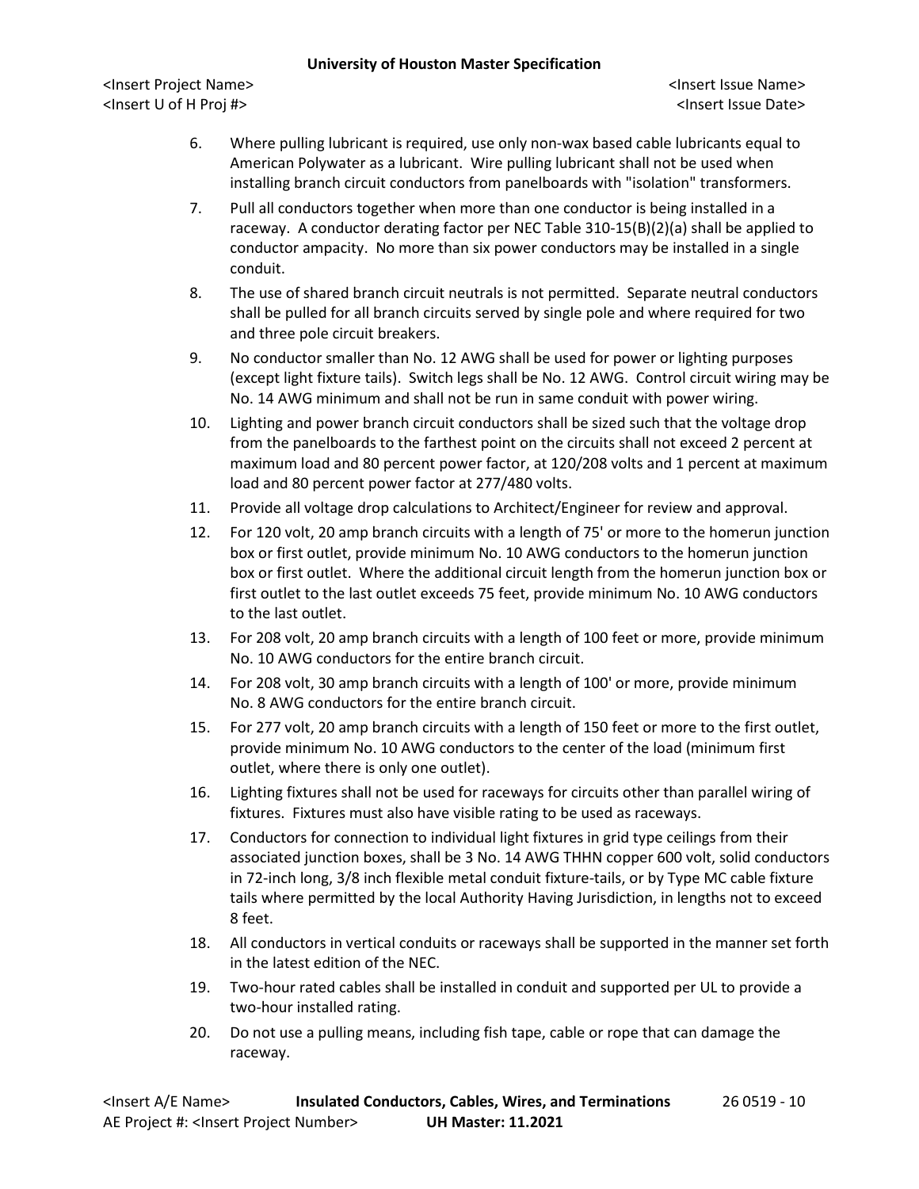6. Where pulling lubricant is required, use only non-wax based cable lubricants equal to American Polywater as a lubricant. Wire pulling lubricant shall not be used when installing branch circuit conductors from panelboards with "isolation" transformers.
7. Pull all conductors together when more than one conductor is being installed in a raceway. A conductor derating factor per NEC Table 310-15(B)(2)(a) shall be applied to conductor ampacity. No more than six power conductors may be installed in a single conduit.
8. The use of shared branch circuit neutrals is not permitted. Separate neutral conductors shall be pulled for all branch circuits served by single pole and where required for two and three pole circuit breakers.
9. No conductor smaller than No. 12 AWG shall be used for power or lighting purposes (except light fixture tails). Switch legs shall be No. 12 AWG. Control circuit wiring may be No. 14 AWG minimum and shall not be run in same conduit with power wiring.
10. Lighting and power branch circuit conductors shall be sized such that the voltage drop from the panelboards to the farthest point on the circuits shall not exceed 2 percent at maximum load and 80 percent power factor, at 120/208 volts and 1 percent at maximum load and 80 percent power factor at 277/480 volts.
11. Provide all voltage drop calculations to Architect/Engineer for review and approval.
12. For 120 volt, 20 amp branch circuits with a length of 75' or more to the homerun junction box or first outlet, provide minimum No. 10 AWG conductors to the homerun junction box or first outlet. Where the additional circuit length from the homerun junction box or first outlet to the last outlet exceeds 75 feet, provide minimum No. 10 AWG conductors to the last outlet.
13. For 208 volt, 20 amp branch circuits with a length of 100 feet or more, provide minimum No. 10 AWG conductors for the entire branch circuit.
14. For 208 volt, 30 amp branch circuits with a length of 100' or more, provide minimum No. 8 AWG conductors for the entire branch circuit.
15. For 277 volt, 20 amp branch circuits with a length of 150 feet or more to the first outlet, provide minimum No. 10 AWG conductors to the center of the load (minimum first outlet, where there is only one outlet).
16. Lighting fixtures shall not be used for raceways for circuits other than parallel wiring of fixtures. Fixtures must also have visible rating to be used as raceways.
17. Conductors for connection to individual light fixtures in grid type ceilings from their associated junction boxes, shall be 3 No. 14 AWG THHN copper 600 volt, solid conductors in 72-inch long, 3/8 inch flexible metal conduit fixture-tails, or by Type MC cable fixture tails where permitted by the local Authority Having Jurisdiction, in lengths not to exceed 8 feet.
18. All conductors in vertical conduits or raceways shall be supported in the manner set forth in the latest edition of the NEC.
19. Two-hour rated cables shall be installed in conduit and supported per UL to provide a two-hour installed rating.
20. Do not use a pulling means, including fish tape, cable or rope that can damage the raceway.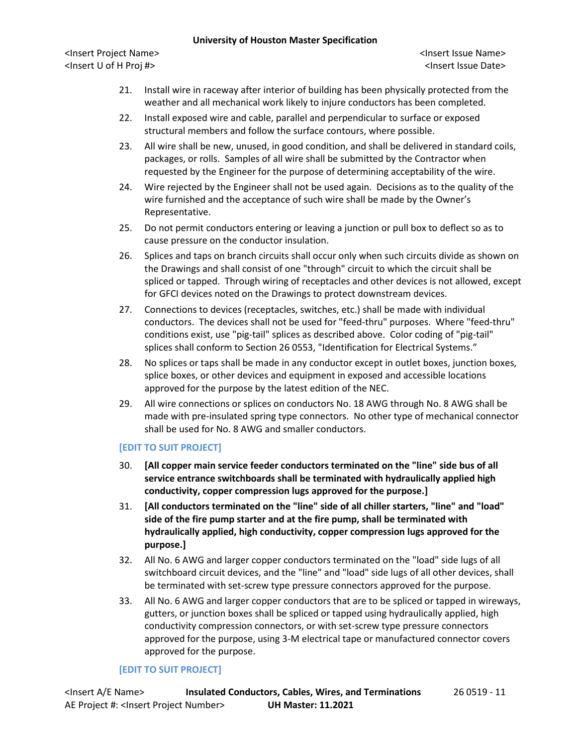21. Install wire in raceway after interior of building has been physically protected from the weather and all mechanical work likely to injure conductors has been completed.
22. Install exposed wire and cable, parallel and perpendicular to surface or exposed structural members and follow the surface contours, where possible.
23. All wire shall be new, unused, in good condition, and shall be delivered in standard coils, packages, or rolls. Samples of all wire shall be submitted by the Contractor when requested by the Engineer for the purpose of determining acceptability of the wire.
24. Wire rejected by the Engineer shall not be used again. Decisions as to the quality of the wire furnished and the acceptance of such wire shall be made by the Owner's Representative.
25. Do not permit conductors entering or leaving a junction or pull box to deflect so as to cause pressure on the conductor insulation.
26. Splices and taps on branch circuits shall occur only when such circuits divide as shown on the Drawings and shall consist of one "through" circuit to which the circuit shall be spliced or tapped. Through wiring of receptacles and other devices is not allowed, except for GFCI devices noted on the Drawings to protect downstream devices.
27. Connections to devices (receptacles, switches, etc.) shall be made with individual conductors. The devices shall not be used for "feed-thru" purposes. Where "feed-thru" conditions exist, use "pig-tail" splices as described above. Color coding of "pig-tail" splices shall conform to Section 26 0553, "Identification for Electrical Systems."
28. No splices or taps shall be made in any conductor except in outlet boxes, junction boxes, splice boxes, or other devices and equipment in exposed and accessible locations approved for the purpose by the latest edition of the NEC.
29. All wire connections or splices on conductors No. 18 AWG through No. 8 AWG shall be made with pre-insulated spring type connectors. No other type of mechanical connector shall be used for No. 8 AWG and smaller conductors.

**[EDIT TO SUIT PROJECT]**

30. **[All copper main service feeder conductors terminated on the "line" side bus of all service entrance switchboards shall be terminated with hydraulically applied high conductivity, copper compression lugs approved for the purpose.]**
31. **[All conductors terminated on the "line" side of all chiller starters, "line" and "load" side of the fire pump starter and at the fire pump, shall be terminated with hydraulically applied, high conductivity, copper compression lugs approved for the purpose.]**
32. All No. 6 AWG and larger copper conductors terminated on the "load" side lugs of all switchboard circuit devices, and the "line" and "load" side lugs of all other devices, shall be terminated with set-screw type pressure connectors approved for the purpose.
33. All No. 6 AWG and larger copper conductors that are to be spliced or tapped in wireways, gutters, or junction boxes shall be spliced or tapped using hydraulically applied, high conductivity compression connectors, or with set-screw type pressure connectors approved for the purpose, using 3-M electrical tape or manufactured connector covers approved for the purpose.

**[EDIT TO SUIT PROJECT]**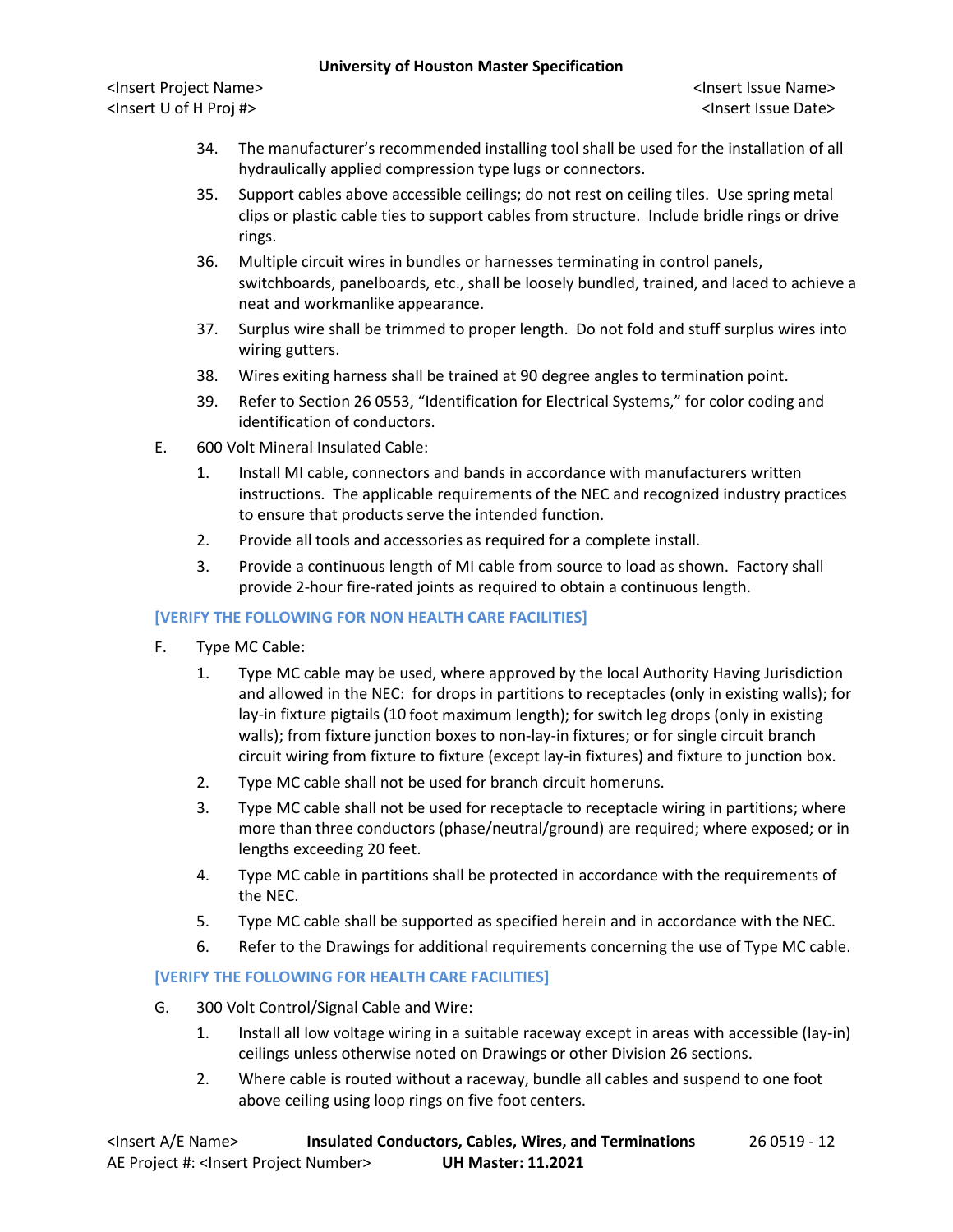34. The manufacturer's recommended installing tool shall be used for the installation of all hydraulically applied compression type lugs or connectors.
35. Support cables above accessible ceilings; do not rest on ceiling tiles. Use spring metal clips or plastic cable ties to support cables from structure. Include bridle rings or drive rings.
36. Multiple circuit wires in bundles or harnesses terminating in control panels, switchboards, panelboards, etc., shall be loosely bundled, trained, and laced to achieve a neat and workmanlike appearance.
37. Surplus wire shall be trimmed to proper length. Do not fold and stuff surplus wires into wiring gutters.
38. Wires exiting harness shall be trained at 90 degree angles to termination point.
39. Refer to Section 26 0553, "Identification for Electrical Systems," for color coding and identification of conductors.

E. 600 Volt Mineral Insulated Cable:
   1. Install MI cable, connectors and bands in accordance with manufacturers written instructions. The applicable requirements of the NEC and recognized industry practices to ensure that products serve the intended function.
   2. Provide all tools and accessories as required for a complete install.
   3. Provide a continuous length of MI cable from source to load as shown. Factory shall provide 2-hour fire-rated joints as required to obtain a continuous length.

**[VERIFY THE FOLLOWING FOR NON HEALTH CARE FACILITIES]**

F. Type MC Cable:
   1. Type MC cable may be used, where approved by the local Authority Having Jurisdiction and allowed in the NEC: for drops in partitions to receptacles (only in existing walls); for lay-in fixture pigtails (10 foot maximum length); for switch leg drops (only in existing walls); from fixture junction boxes to non-lay-in fixtures; or for single circuit branch circuit wiring from fixture to fixture (except lay-in fixtures) and fixture to junction box.
   2. Type MC cable shall not be used for branch circuit homeruns.
   3. Type MC cable shall not be used for receptacle to receptacle wiring in partitions; where more than three conductors (phase/neutral/ground) are required; where exposed; or in lengths exceeding 20 feet.
   4. Type MC cable in partitions shall be protected in accordance with the requirements of the NEC.
   5. Type MC cable shall be supported as specified herein and in accordance with the NEC.
   6. Refer to the Drawings for additional requirements concerning the use of Type MC cable.

**[VERIFY THE FOLLOWING FOR HEALTH CARE FACILITIES]**

G. 300 Volt Control/Signal Cable and Wire:
   1. Install all low voltage wiring in a suitable raceway except in areas with accessible (lay-in) ceilings unless otherwise noted on Drawings or other Division 26 sections.
   2. Where cable is routed without a raceway, bundle all cables and suspend to one foot above ceiling using loop rings on five foot centers.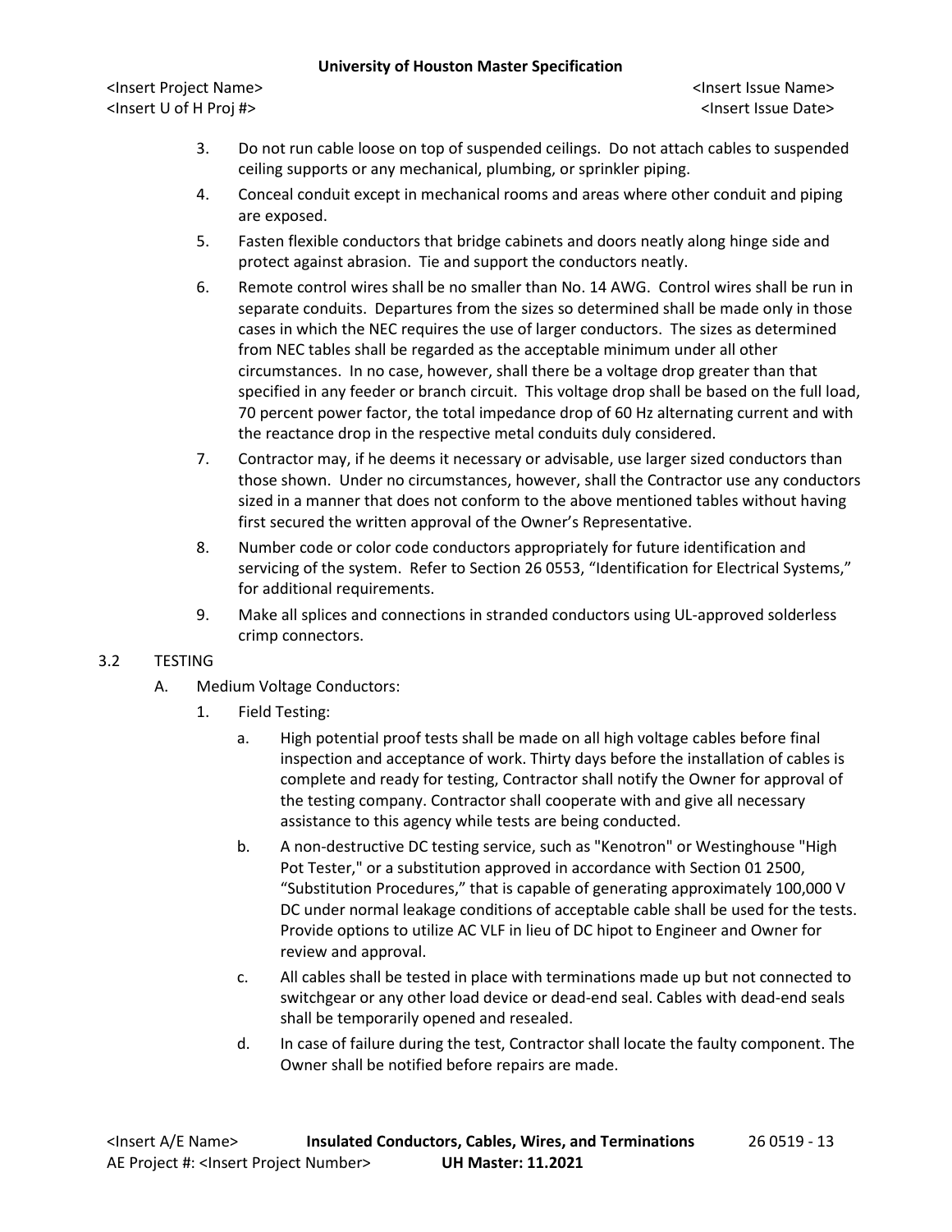3. Do not run cable loose on top of suspended ceilings. Do not attach cables to suspended ceiling supports or any mechanical, plumbing, or sprinkler piping.
4. Conceal conduit except in mechanical rooms and areas where other conduit and piping are exposed.
5. Fasten flexible conductors that bridge cabinets and doors neatly along hinge side and protect against abrasion. Tie and support the conductors neatly.
6. Remote control wires shall be no smaller than No. 14 AWG. Control wires shall be run in separate conduits. Departures from the sizes so determined shall be made only in those cases in which the NEC requires the use of larger conductors. The sizes as determined from NEC tables shall be regarded as the acceptable minimum under all other circumstances. In no case, however, shall there be a voltage drop greater than that specified in any feeder or branch circuit. This voltage drop shall be based on the full load, 70 percent power factor, the total impedance drop of 60 Hz alternating current and with the reactance drop in the respective metal conduits duly considered.
7. Contractor may, if he deems it necessary or advisable, use larger sized conductors than those shown. Under no circumstances, however, shall the Contractor use any conductors sized in a manner that does not conform to the above mentioned tables without having first secured the written approval of the Owner's Representative.
8. Number code or color code conductors appropriately for future identification and servicing of the system. Refer to Section 26 0553, "Identification for Electrical Systems," for additional requirements.
9. Make all splices and connections in stranded conductors using UL-approved solderless crimp connectors.

## 3.2 TESTING

A. Medium Voltage Conductors:

1. Field Testing:
   a. High potential proof tests shall be made on all high voltage cables before final inspection and acceptance of work. Thirty days before the installation of cables is complete and ready for testing, Contractor shall notify the Owner for approval of the testing company. Contractor shall cooperate with and give all necessary assistance to this agency while tests are being conducted.
   b. A non-destructive DC testing service, such as "Kenotron" or Westinghouse "High Pot Tester," or a substitution approved in accordance with Section 01 2500, "Substitution Procedures," that is capable of generating approximately 100,000 V DC under normal leakage conditions of acceptable cable shall be used for the tests. Provide options to utilize AC VLF in lieu of DC hipot to Engineer and Owner for review and approval.
   c. All cables shall be tested in place with terminations made up but not connected to switchgear or any other load device or dead-end seal. Cables with dead-end seals shall be temporarily opened and resealed.
   d. In case of failure during the test, Contractor shall locate the faulty component. The Owner shall be notified before repairs are made.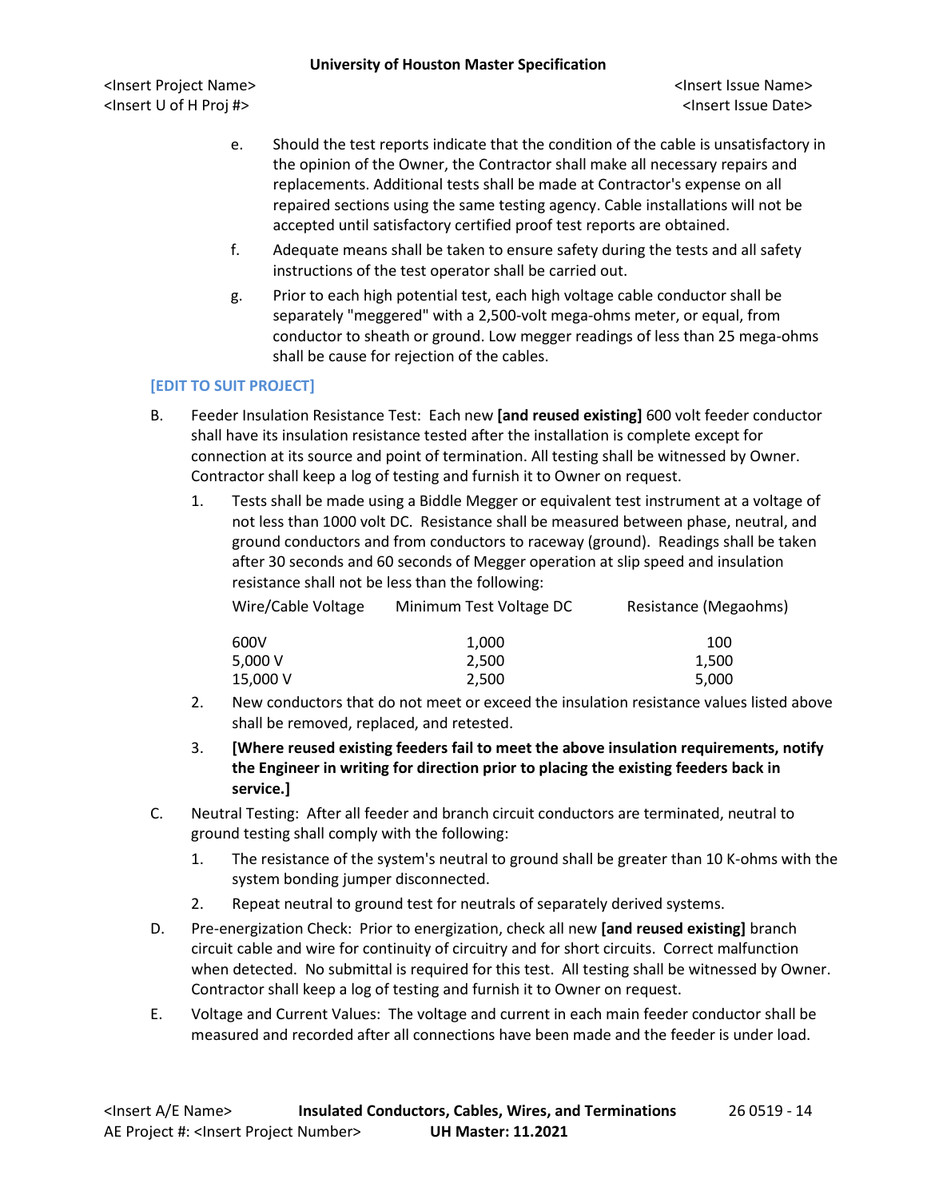e. Should the test reports indicate that the condition of the cable is unsatisfactory in the opinion of the Owner, the Contractor shall make all necessary repairs and replacements. Additional tests shall be made at Contractor's expense on all repaired sections using the same testing agency. Cable installations will not be accepted until satisfactory certified proof test reports are obtained.

f. Adequate means shall be taken to ensure safety during the tests and all safety instructions of the test operator shall be carried out.

g. Prior to each high potential test, each high voltage cable conductor shall be separately "meggered" with a 2,500-volt mega-ohms meter, or equal, from conductor to sheath or ground. Low megger readings of less than 25 mega-ohms shall be cause for rejection of the cables.

**[EDIT TO SUIT PROJECT]**

B. Feeder Insulation Resistance Test: Each new **[and reused existing]** 600 volt feeder conductor shall have its insulation resistance tested after the installation is complete except for connection at its source and point of termination. All testing shall be witnessed by Owner. Contractor shall keep a log of testing and furnish it to Owner on request.

1. Tests shall be made using a Biddle Megger or equivalent test instrument at a voltage of not less than 1000 volt DC. Resistance shall be measured between phase, neutral, and ground conductors and from conductors to raceway (ground). Readings shall be taken after 30 seconds and 60 seconds of Megger operation at slip speed and insulation resistance shall not be less than the following:

| Wire/Cable Voltage | Minimum Test Voltage DC | Resistance (Megaohms) |
|---|---|---|
| 600V | 1,000 | 100 |
| 5,000 V | 2,500 | 1,500 |
| 15,000 V | 2,500 | 5,000 |

2. New conductors that do not meet or exceed the insulation resistance values listed above shall be removed, replaced, and retested.

3. **[Where reused existing feeders fail to meet the above insulation requirements, notify the Engineer in writing for direction prior to placing the existing feeders back in service.]**

C. Neutral Testing: After all feeder and branch circuit conductors are terminated, neutral to ground testing shall comply with the following:

1. The resistance of the system's neutral to ground shall be greater than 10 K-ohms with the system bonding jumper disconnected.

2. Repeat neutral to ground test for neutrals of separately derived systems.

D. Pre-energization Check: Prior to energization, check all new **[and reused existing]** branch circuit cable and wire for continuity of circuitry and for short circuits. Correct malfunction when detected. No submittal is required for this test. All testing shall be witnessed by Owner. Contractor shall keep a log of testing and furnish it to Owner on request.

E. Voltage and Current Values: The voltage and current in each main feeder conductor shall be measured and recorded after all connections have been made and the feeder is under load.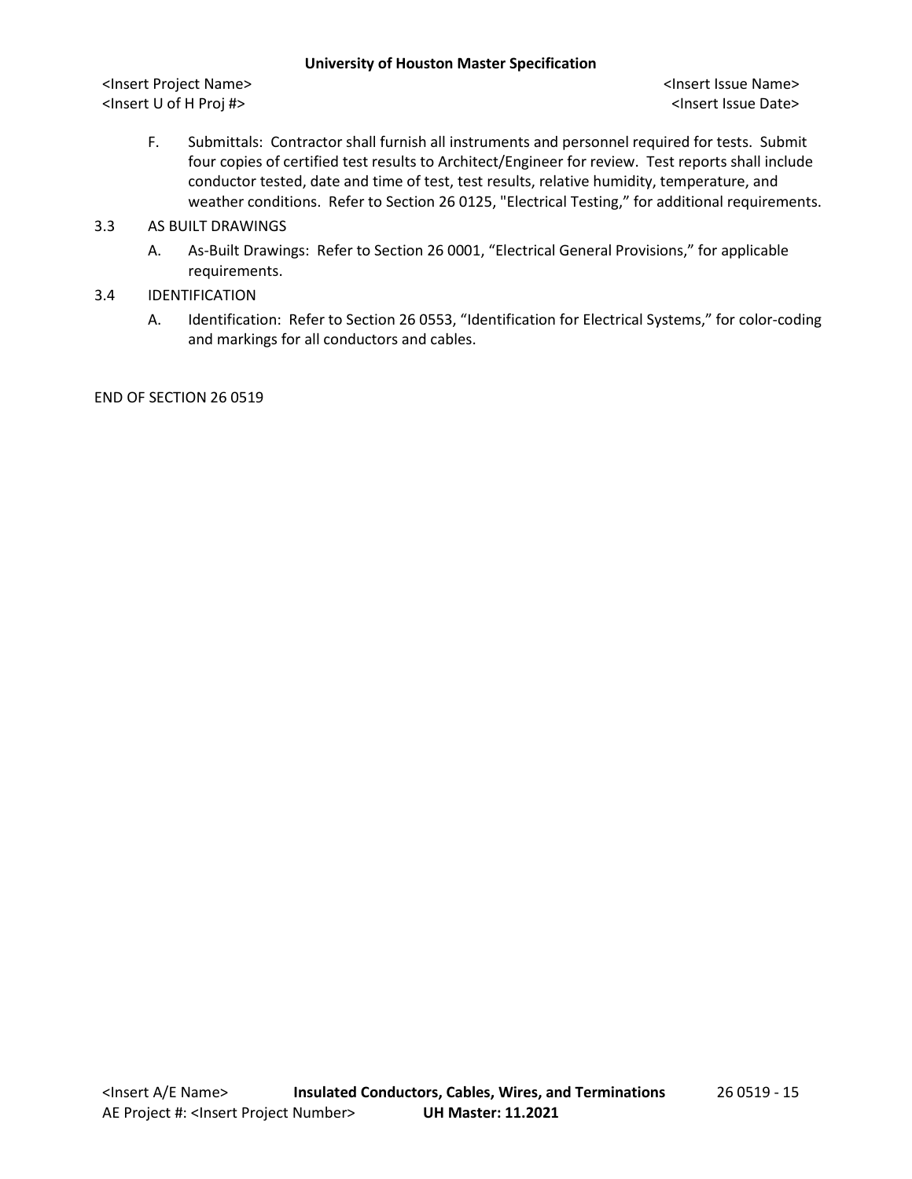F. Submittals: Contractor shall furnish all instruments and personnel required for tests. Submit four copies of certified test results to Architect/Engineer for review. Test reports shall include conductor tested, date and time of test, test results, relative humidity, temperature, and weather conditions. Refer to Section 26 0125, "Electrical Testing," for additional requirements.

## 3.3 AS BUILT DRAWINGS

A. As-Built Drawings: Refer to Section 26 0001, "Electrical General Provisions," for applicable requirements.

## 3.4 IDENTIFICATION

A. Identification: Refer to Section 26 0553, "Identification for Electrical Systems," for color-coding and markings for all conductors and cables.

END OF SECTION 26 0519